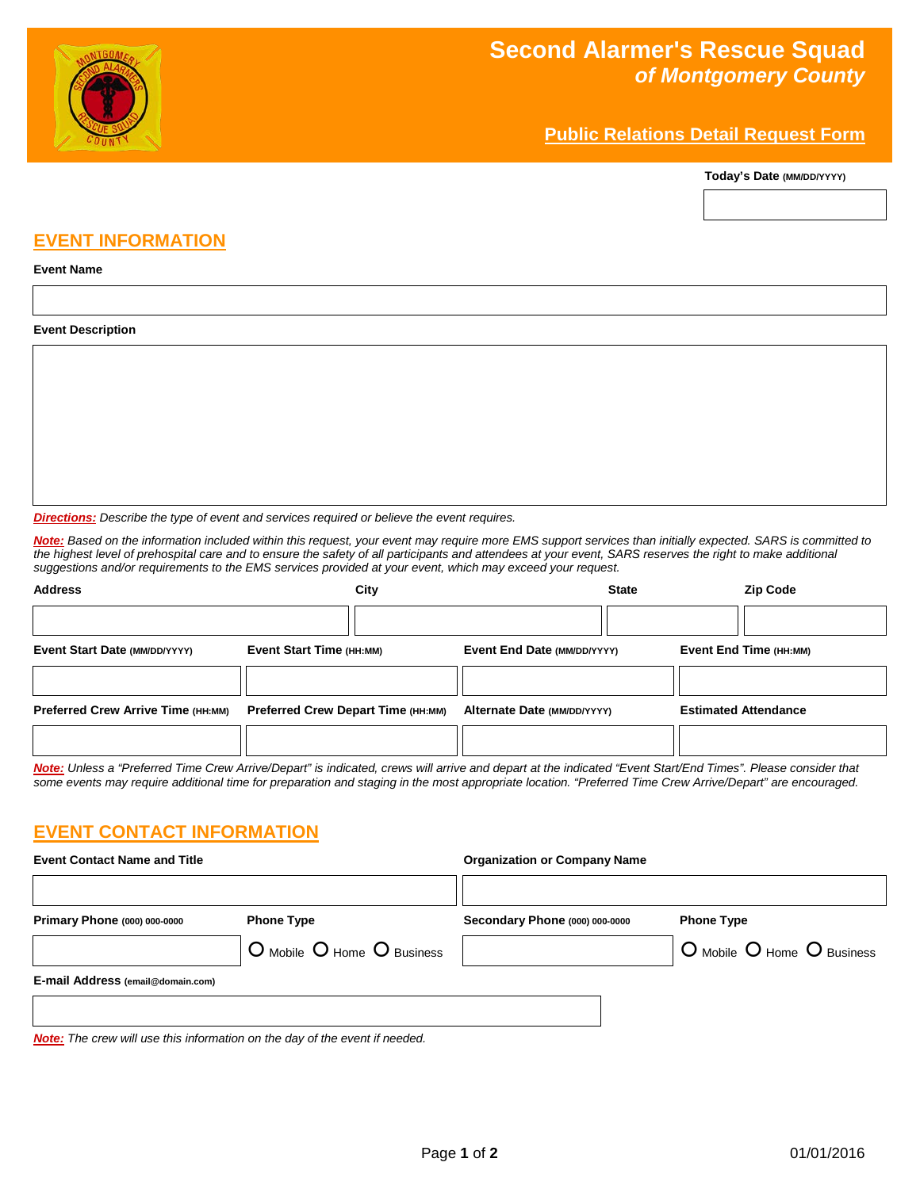# Second Alarmer's Rescue Squad
## *of Montgomery County*

## Public Relations Detail Request Form

**Today's Date** (MM/DD/YYYY)

## EVENT INFORMATION

**Event Name**

**Event Description**

***Directions:*** *Describe the type of event and services required or believe the event requires.*

***Note:*** *Based on the information included within this request, your event may require more EMS support services than initially expected. SARS is committed to the highest level of prehospital care and to ensure the safety of all participants and attendees at your event, SARS reserves the right to make additional suggestions and/or requirements to the EMS services provided at your event, which may exceed your request.*

| Address | City | State | Zip Code |
|---|---|---|---|
| | | | |

| Event Start Date (MM/DD/YYYY) | Event Start Time (HH:MM) | Event End Date (MM/DD/YYYY) | Event End Time (HH:MM) |
|---|---|---|---|
| | | | |

| Preferred Crew Arrive Time (HH:MM) | Preferred Crew Depart Time (HH:MM) | Alternate Date (MM/DD/YYYY) | Estimated Attendance |
|---|---|---|---|
| | | | |

***Note:*** *Unless a "Preferred Time Crew Arrive/Depart" is indicated, crews will arrive and depart at the indicated "Event Start/End Times". Please consider that some events may require additional time for preparation and staging in the most appropriate location. "Preferred Time Crew Arrive/Depart" are encouraged.*

## EVENT CONTACT INFORMATION

| Event Contact Name and Title | Organization or Company Name |
|---|---|
| | |

| Primary Phone (000) 000-0000 | Phone Type | Secondary Phone (000) 000-0000 | Phone Type |
|---|---|---|---|
| | O Mobile O Home O Business | | O Mobile O Home O Business |

**E-mail Address** (email@domain.com)

***Note:*** *The crew will use this information on the day of the event if needed.*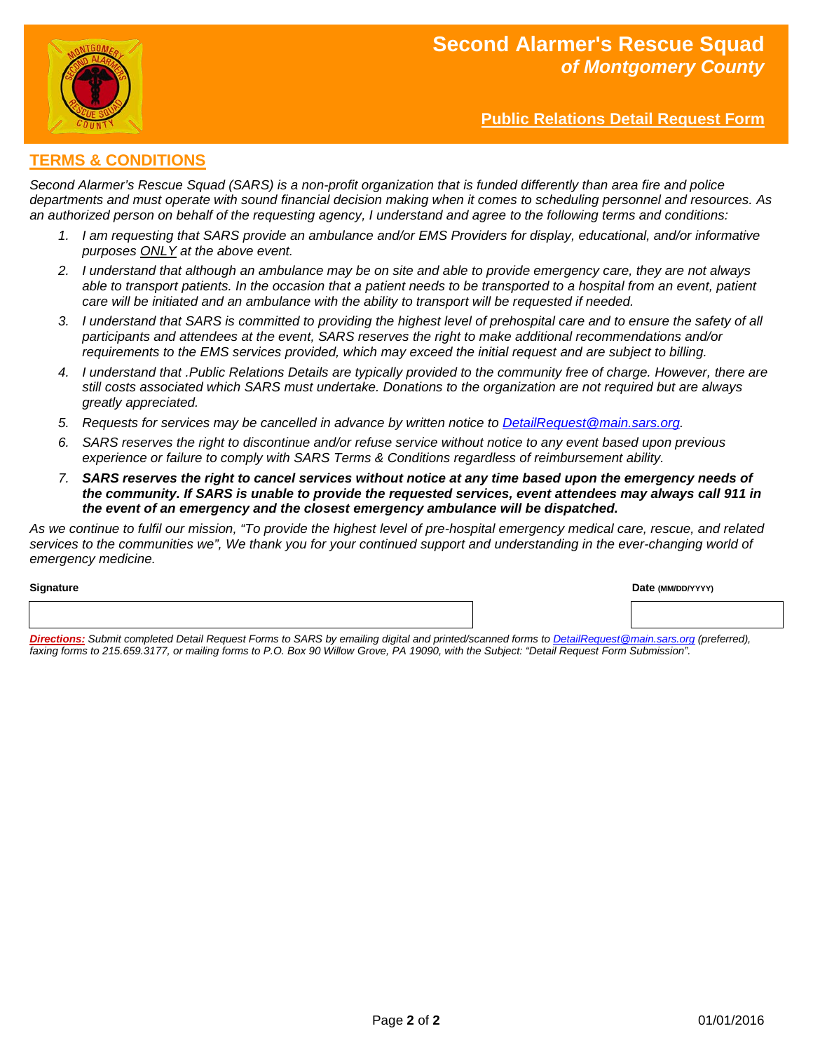# Second Alarmer's Rescue Squad
## *of Montgomery County*

## Public Relations Detail Request Form

## TERMS & CONDITIONS

*Second Alarmer's Rescue Squad (SARS) is a non-profit organization that is funded differently than area fire and police departments and must operate with sound financial decision making when it comes to scheduling personnel and resources. As an authorized person on behalf of the requesting agency, I understand and agree to the following terms and conditions:*

1. *I am requesting that SARS provide an ambulance and/or EMS Providers for display, educational, and/or informative purposes ONLY at the above event.*
2. *I understand that although an ambulance may be on site and able to provide emergency care, they are not always able to transport patients. In the occasion that a patient needs to be transported to a hospital from an event, patient care will be initiated and an ambulance with the ability to transport will be requested if needed.*
3. *I understand that SARS is committed to providing the highest level of prehospital care and to ensure the safety of all participants and attendees at the event, SARS reserves the right to make additional recommendations and/or requirements to the EMS services provided, which may exceed the initial request and are subject to billing.*
4. *I understand that .Public Relations Details are typically provided to the community free of charge. However, there are still costs associated which SARS must undertake. Donations to the organization are not required but are always greatly appreciated.*
5. *Requests for services may be cancelled in advance by written notice to DetailRequest@main.sars.org.*
6. *SARS reserves the right to discontinue and/or refuse service without notice to any event based upon previous experience or failure to comply with SARS Terms & Conditions regardless of reimbursement ability.*
7. ***SARS reserves the right to cancel services without notice at any time based upon the emergency needs of the community. If SARS is unable to provide the requested services, event attendees may always call 911 in the event of an emergency and the closest emergency ambulance will be dispatched.***

*As we continue to fulfil our mission, "To provide the highest level of pre-hospital emergency medical care, rescue, and related services to the communities we", We thank you for your continued support and understanding in the ever-changing world of emergency medicine.*

**Signature** ______________________________

**Date** (MM/DD/YYYY) ______________

***Directions:*** *Submit completed Detail Request Forms to SARS by emailing digital and printed/scanned forms to DetailRequest@main.sars.org (preferred), faxing forms to 215.659.3177, or mailing forms to P.O. Box 90 Willow Grove, PA 19090, with the Subject: "Detail Request Form Submission".*

01/01/2016